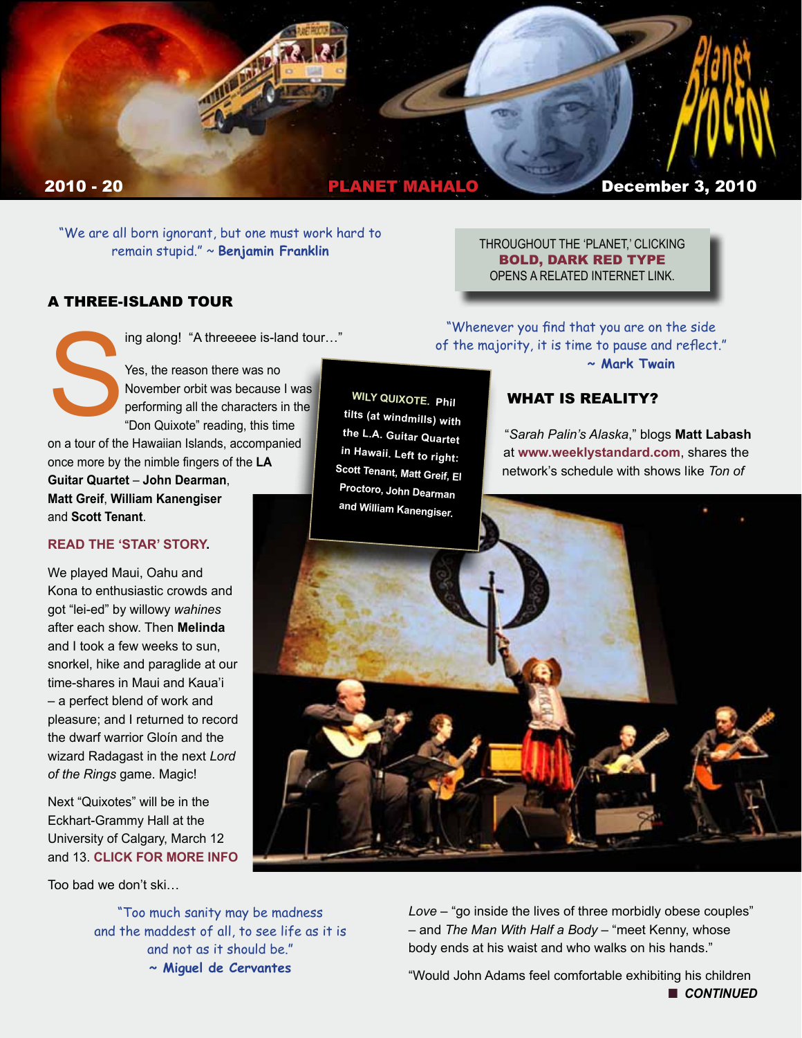**2010 - 20** **PLANET MAHALO** **December 3, 2010**

"We are all born ignorant, but one must work hard to remain stupid." ~ **Benjamin Franklin**

THROUGHOUT THE 'PLANET,' CLICKING **BOLD, DARK RED TYPE** OPENS A RELATED INTERNET LINK.

## A THREE-ISLAND TOUR

Sing along! "A threeeee is-land tour…"

Yes, the reason there was no November orbit was because I was performing all the characters in the "Don Quixote" reading, this time on a tour of the Hawaiian Islands, accompanied once more by the nimble fingers of the **LA Guitar Quartet** – **John Dearman**, **Matt Greif**, **William Kanengiser** and **Scott Tenant**.

**READ THE 'STAR' STORY.**

We played Maui, Oahu and Kona to enthusiastic crowds and got "lei-ed" by willowy *wahines* after each show. Then **Melinda** and I took a few weeks to sun, snorkel, hike and paraglide at our time-shares in Maui and Kaua'i – a perfect blend of work and pleasure; and I returned to record the dwarf warrior Glóin and the wizard Radagast in the next *Lord of the Rings* game. Magic!

Next "Quixotes" will be in the Eckhart-Grammy Hall at the University of Calgary, March 12 and 13. **CLICK FOR MORE INFO**

Too bad we don't ski…

**WILY QUIXOTE.** Phil tilts (at windmills) with the L.A. Guitar Quartet in Hawaii. Left to right: Scott Tenant, Matt Greif, El Proctoro, John Dearman and William Kanengiser.

"Too much sanity may be madness and the maddest of all, to see life as it is and not as it should be."
~ **Miguel de Cervantes**

"Whenever you find that you are on the side of the majority, it is time to pause and reflect."
~ **Mark Twain**

## WHAT IS REALITY?

"*Sarah Palin's Alaska*," blogs **Matt Labash** at **www.weeklystandard.com**, shares the network's schedule with shows like *Ton of Love* – "go inside the lives of three morbidly obese couples" – and *The Man With Half a Body* – "meet Kenny, whose body ends at his waist and who walks on his hands."

"Would John Adams feel comfortable exhibiting his children

***CONTINUED***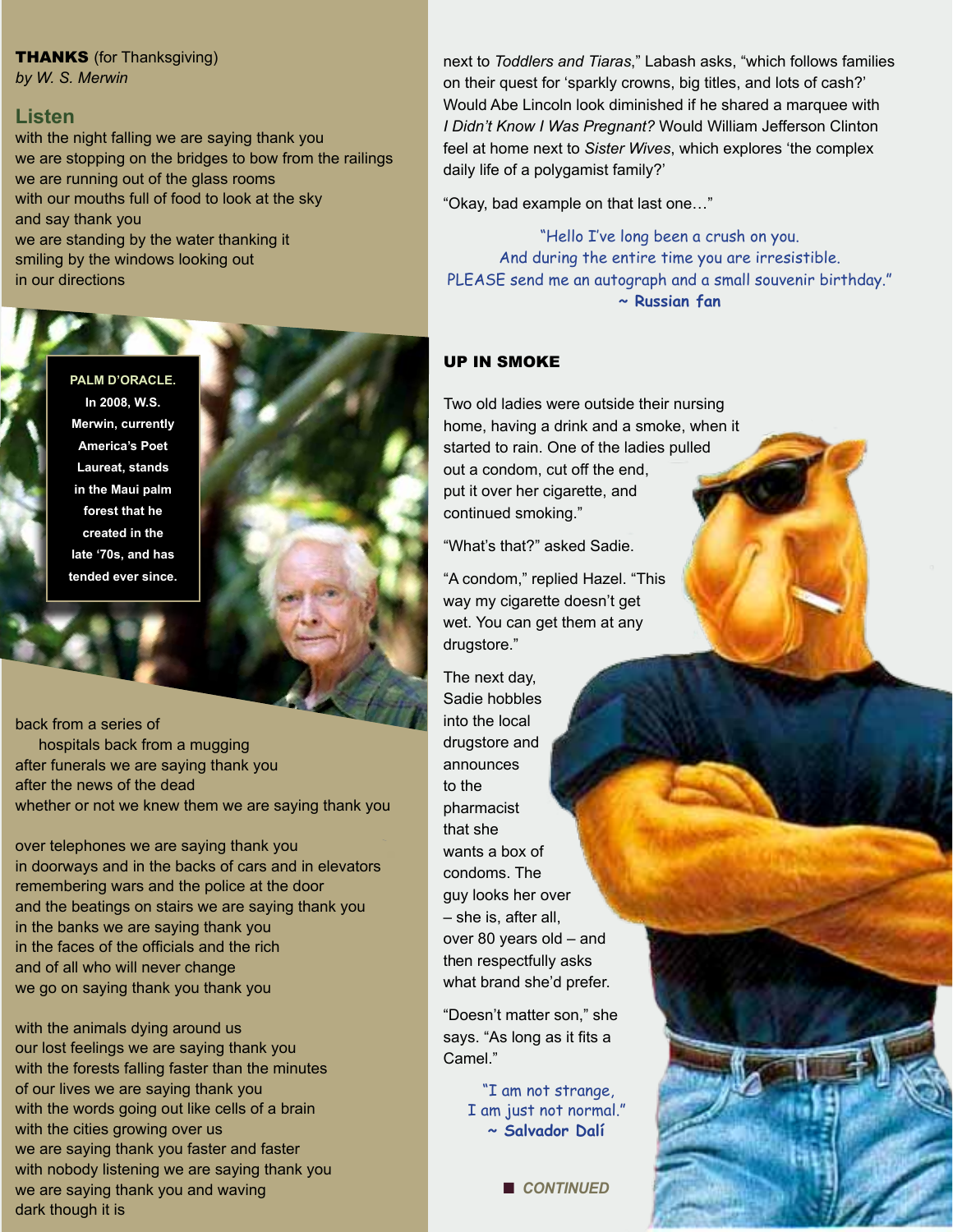**THANKS** (for Thanksgiving)
*by W. S. Merwin*

## Listen

with the night falling we are saying thank you
we are stopping on the bridges to bow from the railings
we are running out of the glass rooms
with our mouths full of food to look at the sky
and say thank you
we are standing by the water thanking it
smiling by the windows looking out
in our directions

**PALM D'ORACLE. In 2008, W.S. Merwin, currently America's Poet Laureat, stands in the Maui palm forest that he created in the late '70s, and has tended ever since.**

back from a series of
    hospitals back from a mugging
after funerals we are saying thank you
after the news of the dead
whether or not we knew them we are saying thank you

over telephones we are saying thank you
in doorways and in the backs of cars and in elevators
remembering wars and the police at the door
and the beatings on stairs we are saying thank you
in the banks we are saying thank you
in the faces of the officials and the rich
and of all who will never change
we go on saying thank you thank you

with the animals dying around us
our lost feelings we are saying thank you
with the forests falling faster than the minutes
of our lives we are saying thank you
with the words going out like cells of a brain
with the cities growing over us
we are saying thank you faster and faster
with nobody listening we are saying thank you
we are saying thank you and waving
dark though it is

next to *Toddlers and Tiaras,*" Labash asks, "which follows families on their quest for 'sparkly crowns, big titles, and lots of cash?' Would Abe Lincoln look diminished if he shared a marquee with *I Didn't Know I Was Pregnant?* Would William Jefferson Clinton feel at home next to *Sister Wives*, which explores 'the complex daily life of a polygamist family?'

"Okay, bad example on that last one…"

"Hello I've long been a crush on you.
And during the entire time you are irresistible.
PLEASE send me an autograph and a small souvenir birthday."
**~ Russian fan**

## UP IN SMOKE

Two old ladies were outside their nursing home, having a drink and a smoke, when it started to rain. One of the ladies pulled out a condom, cut off the end, put it over her cigarette, and continued smoking."

"What's that?" asked Sadie.

"A condom," replied Hazel. "This way my cigarette doesn't get wet. You can get them at any drugstore."

The next day, Sadie hobbles into the local drugstore and announces to the pharmacist that she wants a box of condoms. The guy looks her over – she is, after all, over 80 years old – and then respectfully asks what brand she'd prefer.

"Doesn't matter son," she says. "As long as it fits a Camel."

"I am not strange,
I am just not normal."
**~ Salvador Dalí**

***CONTINUED***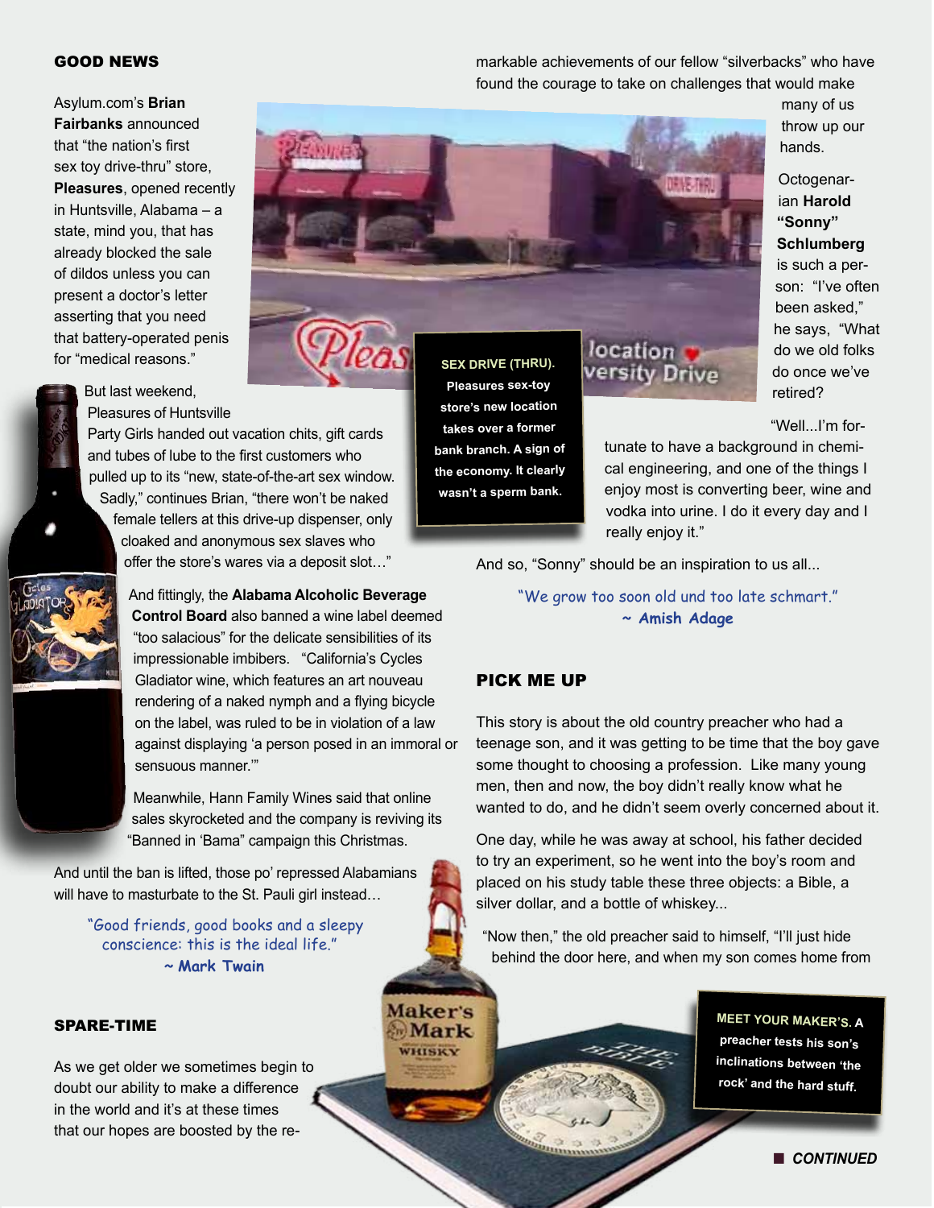## GOOD NEWS

Asylum.com's **Brian Fairbanks** announced that "the nation's first sex toy drive-thru" store, **Pleasures**, opened recently in Huntsville, Alabama – a state, mind you, that has already blocked the sale of dildos unless you can present a doctor's letter asserting that you need that battery-operated penis for "medical reasons."

But last weekend, Pleasures of Huntsville Party Girls handed out vacation chits, gift cards and tubes of lube to the first customers who pulled up to its "new, state-of-the-art sex window. Sadly," continues Brian, "there won't be naked female tellers at this drive-up dispenser, only cloaked and anonymous sex slaves who offer the store's wares via a deposit slot…"

**SEX DRIVE (THRU).** Pleasures sex-toy store's new location takes over a former bank branch. A sign of the economy. It clearly wasn't a sperm bank.

And fittingly, the **Alabama Alcoholic Beverage Control Board** also banned a wine label deemed "too salacious" for the delicate sensibilities of its impressionable imbibers. "California's Cycles Gladiator wine, which features an art nouveau rendering of a naked nymph and a flying bicycle on the label, was ruled to be in violation of a law against displaying 'a person posed in an immoral or sensuous manner.'"

Meanwhile, Hann Family Wines said that online sales skyrocketed and the company is reviving its "Banned in 'Bama" campaign this Christmas.

And until the ban is lifted, those po' repressed Alabamians will have to masturbate to the St. Pauli girl instead…

*"Good friends, good books and a sleepy conscience: this is the ideal life."*
***~ Mark Twain***

## SPARE-TIME

As we get older we sometimes begin to doubt our ability to make a difference in the world and it's at these times that our hopes are boosted by the remarkable achievements of our fellow "silverbacks" who have found the courage to take on challenges that would make many of us throw up our hands.

Octogenarian **Harold "Sonny" Schlumberg** is such a person: "I've often been asked," he says, "What do we old folks do once we've retired?

"Well...I'm fortunate to have a background in chemical engineering, and one of the things I enjoy most is converting beer, wine and vodka into urine. I do it every day and I really enjoy it."

And so, "Sonny" should be an inspiration to us all...

*"We grow too soon old und too late schmart."*
***~ Amish Adage***

## PICK ME UP

This story is about the old country preacher who had a teenage son, and it was getting to be time that the boy gave some thought to choosing a profession. Like many young men, then and now, the boy didn't really know what he wanted to do, and he didn't seem overly concerned about it.

One day, while he was away at school, his father decided to try an experiment, so he went into the boy's room and placed on his study table these three objects: a Bible, a silver dollar, and a bottle of whiskey...

"Now then," the old preacher said to himself, "I'll just hide behind the door here, and when my son comes home from

**MEET YOUR MAKER'S.** A preacher tests his son's inclinations between 'the rock' and the hard stuff.

**CONTINUED**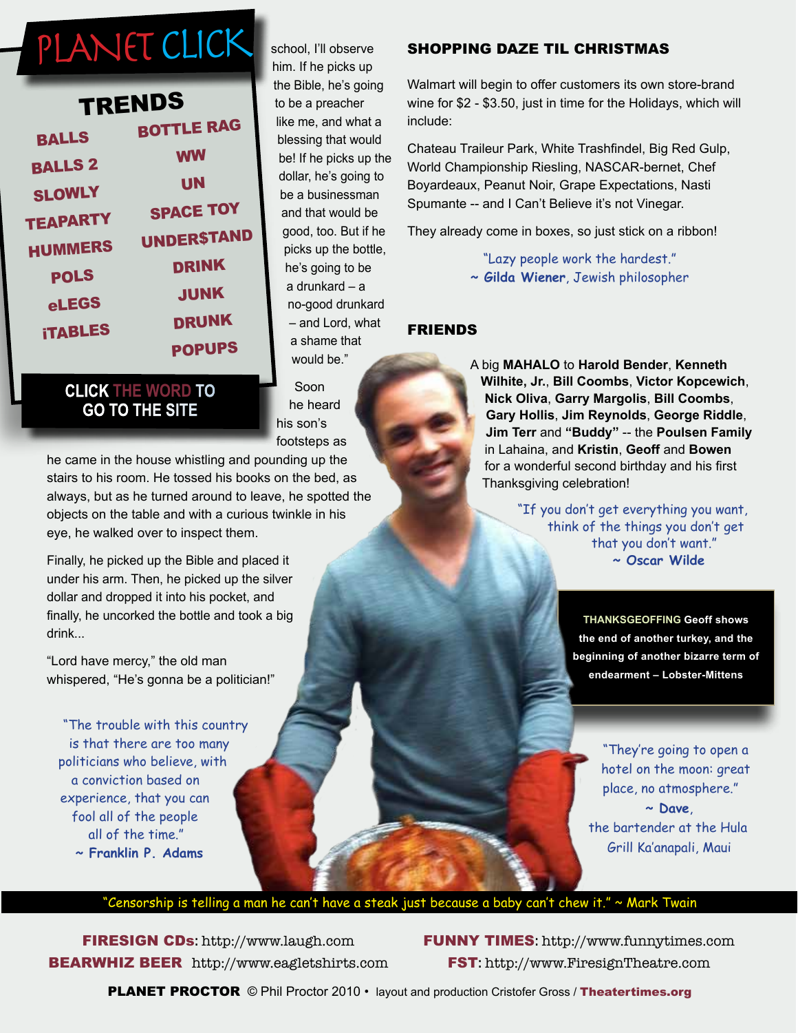# PLANET CLICK

## TRENDS

BALLS
BALLS 2
SLOWLY
TEAPARTY
HUMMERS
POLS
eLEGS
iTABLES
BOTTLE RAG
WW
UN
SPACE TOY
UNDER$TAND
DRINK
JUNK
DRUNK
POPUPS

**CLICK THE WORD TO GO TO THE SITE**

school, I'll observe him. If he picks up the Bible, he's going to be a preacher like me, and what a blessing that would be! If he picks up the dollar, he's going to be a businessman and that would be good, too. But if he picks up the bottle, he's going to be a drunkard – a no-good drunkard – and Lord, what a shame that would be."

Soon he heard his son's footsteps as he came in the house whistling and pounding up the stairs to his room. He tossed his books on the bed, as always, but as he turned around to leave, he spotted the objects on the table and with a curious twinkle in his eye, he walked over to inspect them.

Finally, he picked up the Bible and placed it under his arm. Then, he picked up the silver dollar and dropped it into his pocket, and finally, he uncorked the bottle and took a big drink...

"Lord have mercy," the old man whispered, "He's gonna be a politician!"

"The trouble with this country is that there are too many politicians who believe, with a conviction based on experience, that you can fool all of the people all of the time."
**~ Franklin P. Adams**

## SHOPPING DAZE TIL CHRISTMAS

Walmart will begin to offer customers its own store-brand wine for $2 - $3.50, just in time for the Holidays, which will include:

Chateau Traileur Park, White Trashfindel, Big Red Gulp, World Championship Riesling, NASCAR-bernet, Chef Boyardeaux, Peanut Noir, Grape Expectations, Nasti Spumante -- and I Can't Believe it's not Vinegar.

They already come in boxes, so just stick on a ribbon!

"Lazy people work the hardest."
**~ Gilda Wiener**, Jewish philosopher

## FRIENDS

A big **MAHALO** to **Harold Bender**, **Kenneth Wilhite, Jr.**, **Bill Coombs**, **Victor Kopcewich**, **Nick Oliva**, **Garry Margolis**, **Bill Coombs**, **Gary Hollis**, **Jim Reynolds**, **George Riddle**, **Jim Terr** and **"Buddy"** -- the **Poulsen Family** in Lahaina, and **Kristin**, **Geoff** and **Bowen** for a wonderful second birthday and his first Thanksgiving celebration!

"If you don't get everything you want, think of the things you don't get that you don't want."
**~ Oscar Wilde**

**THANKSGEOFFING Geoff shows the end of another turkey, and the beginning of another bizarre term of endearment – Lobster-Mittens**

"They're going to open a hotel on the moon: great place, no atmosphere."
**~ Dave**,
the bartender at the Hula Grill Ka'anapali, Maui

"Censorship is telling a man he can't have a steak just because a baby can't chew it." ~ Mark Twain

**FIRESIGN CDs**: http://www.laugh.com
**BEARWHIZ BEER** http://www.eagletshirts.com
**FUNNY TIMES**: http://www.funnytimes.com
**FST**: http://www.FiresignTheatre.com

**PLANET PROCTOR** © Phil Proctor 2010 • layout and production Cristofer Gross / **Theatertimes.org**